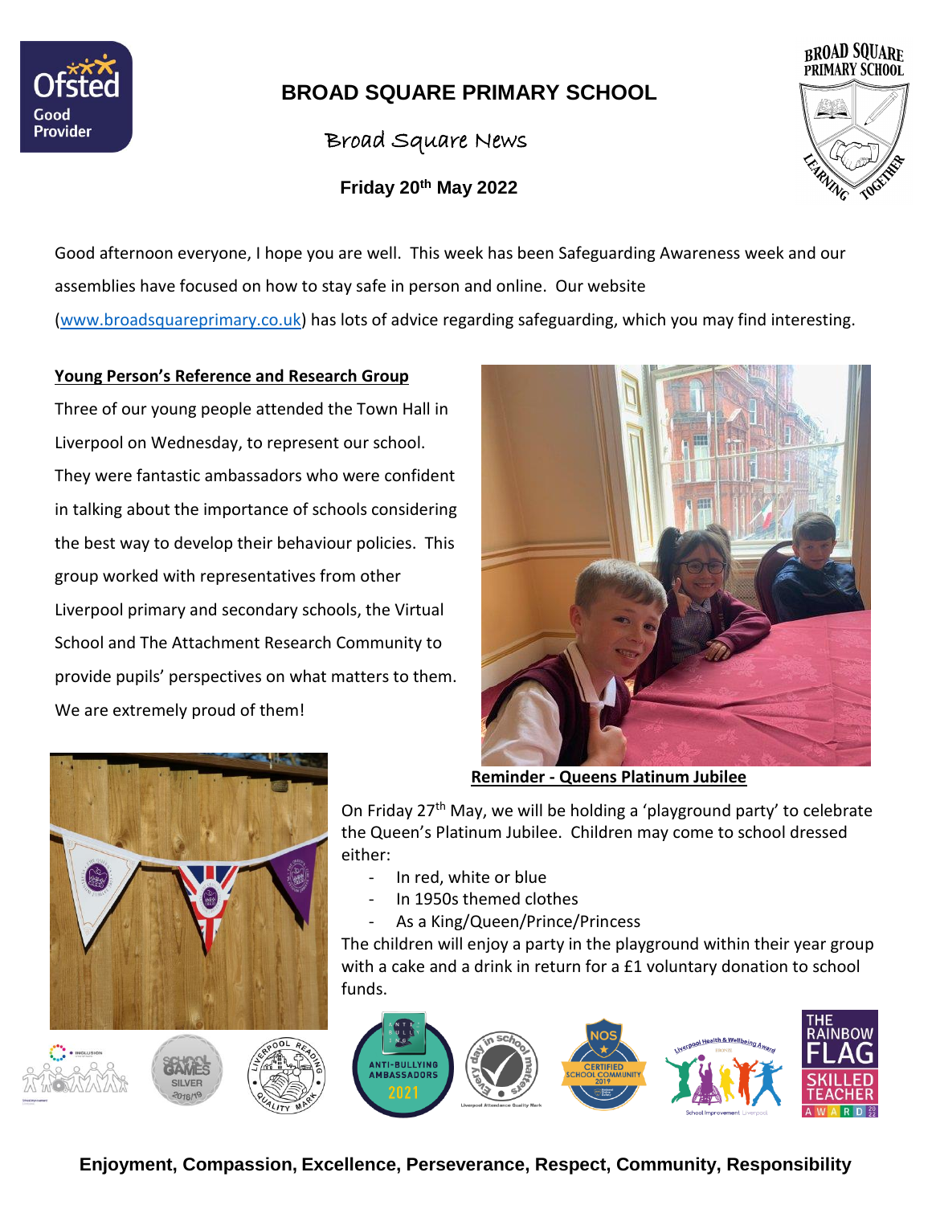# BROAD SQUARE PRIMARY SCHOOL

## Broad Square News

**Friday 20th May 2022**

Good afternoon everyone, I hope you are well. This week has been Safeguarding Awareness week and our assemblies have focused on how to stay safe in person and online. Our website (www.broadsquareprimary.co.uk) has lots of advice regarding safeguarding, which you may find interesting.

**Young Person's Reference and Research Group**

Three of our young people attended the Town Hall in Liverpool on Wednesday, to represent our school. They were fantastic ambassadors who were confident in talking about the importance of schools considering the best way to develop their behaviour policies. This group worked with representatives from other Liverpool primary and secondary schools, the Virtual School and The Attachment Research Community to provide pupils' perspectives on what matters to them. We are extremely proud of them!

**Reminder - Queens Platinum Jubilee**

On Friday 27th May, we will be holding a 'playground party' to celebrate the Queen's Platinum Jubilee. Children may come to school dressed either:

- In red, white or blue
- In 1950s themed clothes
- As a King/Queen/Prince/Princess

The children will enjoy a party in the playground within their year group with a cake and a drink in return for a £1 voluntary donation to school funds.

**Enjoyment, Compassion, Excellence, Perseverance, Respect, Community, Responsibility**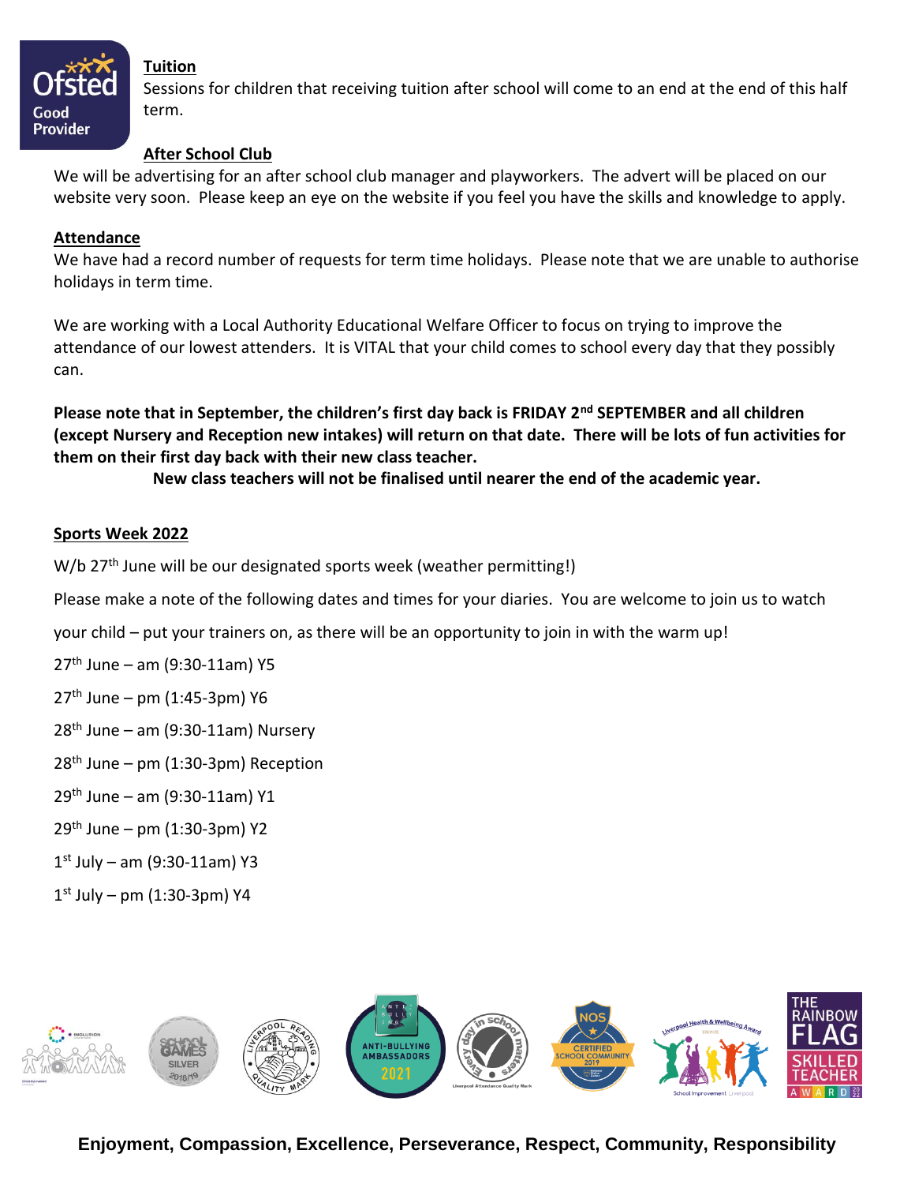## Tuition

Sessions for children that receiving tuition after school will come to an end at the end of this half term.

## After School Club

We will be advertising for an after school club manager and playworkers. The advert will be placed on our website very soon. Please keep an eye on the website if you feel you have the skills and knowledge to apply.

## Attendance

We have had a record number of requests for term time holidays. Please note that we are unable to authorise holidays in term time.

We are working with a Local Authority Educational Welfare Officer to focus on trying to improve the attendance of our lowest attenders. It is VITAL that your child comes to school every day that they possibly can.

**Please note that in September, the children's first day back is FRIDAY 2nd SEPTEMBER and all children (except Nursery and Reception new intakes) will return on that date. There will be lots of fun activities for them on their first day back with their new class teacher.**

**New class teachers will not be finalised until nearer the end of the academic year.**

## Sports Week 2022

W/b 27th June will be our designated sports week (weather permitting!)

Please make a note of the following dates and times for your diaries. You are welcome to join us to watch your child – put your trainers on, as there will be an opportunity to join in with the warm up!

27th June – am (9:30-11am) Y5

27th June – pm (1:45-3pm) Y6

28th June – am (9:30-11am) Nursery

28th June – pm (1:30-3pm) Reception

29th June – am (9:30-11am) Y1

29th June – pm (1:30-3pm) Y2

1st July – am (9:30-11am) Y3

1st July – pm (1:30-3pm) Y4

**Enjoyment, Compassion, Excellence, Perseverance, Respect, Community, Responsibility**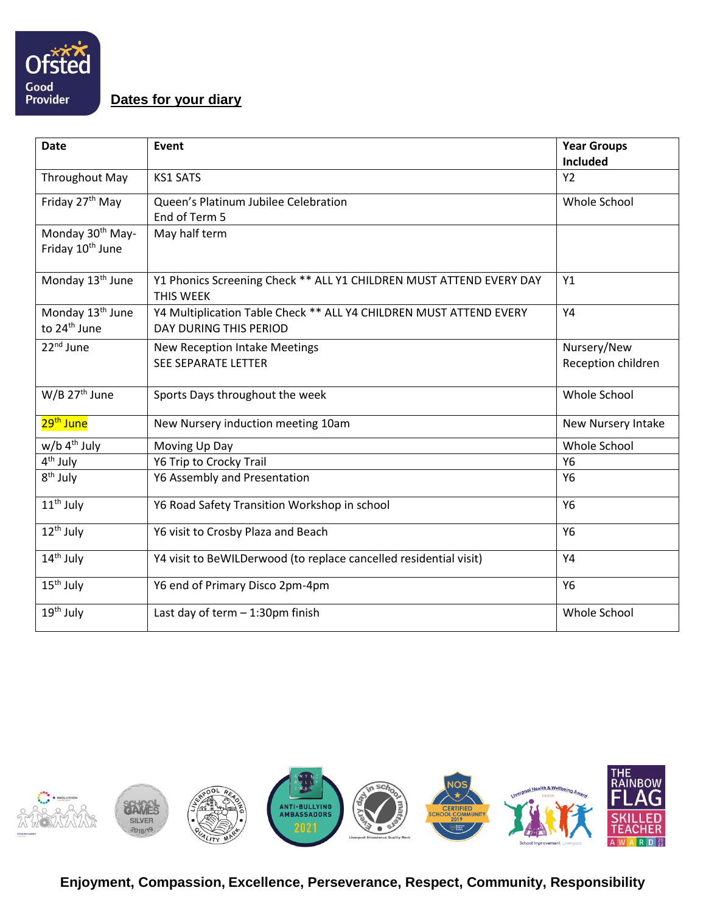**Dates for your diary**

| Date | Event | Year Groups Included |
|---|---|---|
| Throughout May | KS1 SATS | Y2 |
| Friday 27th May | Queen's Platinum Jubilee Celebration<br>End of Term 5 | Whole School |
| Monday 30th May-Friday 10th June | May half term | |
| Monday 13th June | Y1 Phonics Screening Check ** ALL Y1 CHILDREN MUST ATTEND EVERY DAY THIS WEEK | Y1 |
| Monday 13th June to 24th June | Y4 Multiplication Table Check ** ALL Y4 CHILDREN MUST ATTEND EVERY DAY DURING THIS PERIOD | Y4 |
| 22nd June | New Reception Intake Meetings<br>SEE SEPARATE LETTER | Nursery/New Reception children |
| W/B 27th June | Sports Days throughout the week | Whole School |
| 29th June | New Nursery induction meeting 10am | New Nursery Intake |
| w/b 4th July | Moving Up Day | Whole School |
| 4th July | Y6 Trip to Crocky Trail | Y6 |
| 8th July | Y6 Assembly and Presentation | Y6 |
| 11th July | Y6 Road Safety Transition Workshop in school | Y6 |
| 12th July | Y6 visit to Crosby Plaza and Beach | Y6 |
| 14th July | Y4 visit to BeWILDerwood (to replace cancelled residential visit) | Y4 |
| 15th July | Y6 end of Primary Disco 2pm-4pm | Y6 |
| 19th July | Last day of term – 1:30pm finish | Whole School |

**Enjoyment, Compassion, Excellence, Perseverance, Respect, Community, Responsibility**